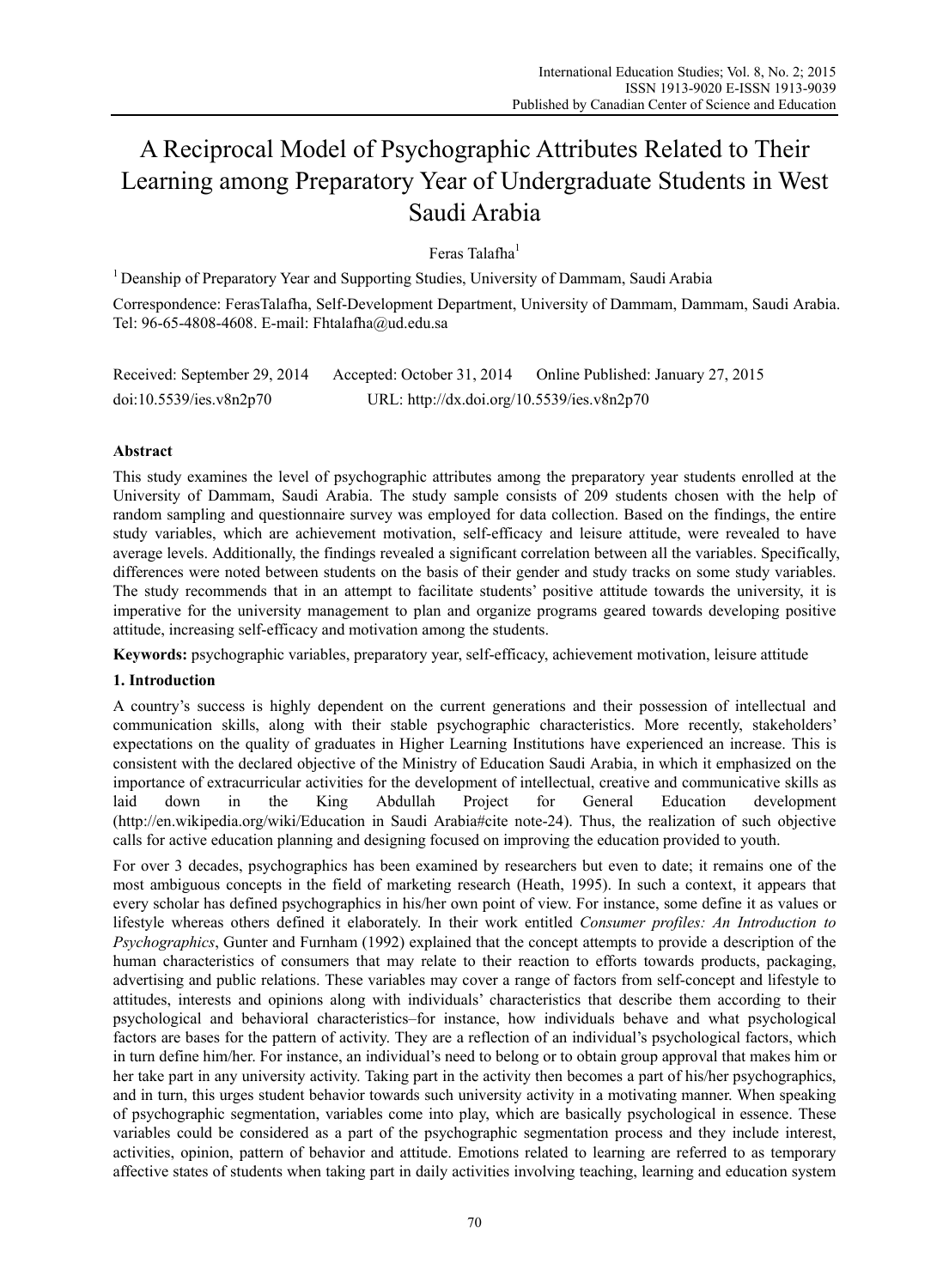# A Reciprocal Model of Psychographic Attributes Related to Their Learning among Preparatory Year of Undergraduate Students in West Saudi Arabia

Feras Talafha[1]

[1] Deanship of Preparatory Year and Supporting Studies, University of Dammam, Saudi Arabia

Correspondence: FerasTalafha, Self-Development Department, University of Dammam, Dammam, Saudi Arabia. Tel: 96-65-4808-4608. E-mail: Fhtalafha@ud.edu.sa

Received: September 29, 2014 Accepted: October 31, 2014 Online Published: January 27, 2015

doi:10.5539/ies.v8n2p70 URL: http://dx.doi.org/10.5539/ies.v8n2p70

## Abstract

This study examines the level of psychographic attributes among the preparatory year students enrolled at the University of Dammam, Saudi Arabia. The study sample consists of 209 students chosen with the help of random sampling and questionnaire survey was employed for data collection. Based on the findings, the entire study variables, which are achievement motivation, self-efficacy and leisure attitude, were revealed to have average levels. Additionally, the findings revealed a significant correlation between all the variables. Specifically, differences were noted between students on the basis of their gender and study tracks on some study variables. The study recommends that in an attempt to facilitate students' positive attitude towards the university, it is imperative for the university management to plan and organize programs geared towards developing positive attitude, increasing self-efficacy and motivation among the students.

**Keywords:** psychographic variables, preparatory year, self-efficacy, achievement motivation, leisure attitude

## 1. Introduction

A country's success is highly dependent on the current generations and their possession of intellectual and communication skills, along with their stable psychographic characteristics. More recently, stakeholders' expectations on the quality of graduates in Higher Learning Institutions have experienced an increase. This is consistent with the declared objective of the Ministry of Education Saudi Arabia, in which it emphasized on the importance of extracurricular activities for the development of intellectual, creative and communicative skills as laid down in the King Abdullah Project for General Education development (http://en.wikipedia.org/wiki/Education in Saudi Arabia#cite note-24). Thus, the realization of such objective calls for active education planning and designing focused on improving the education provided to youth.

For over 3 decades, psychographics has been examined by researchers but even to date; it remains one of the most ambiguous concepts in the field of marketing research (Heath, 1995). In such a context, it appears that every scholar has defined psychographics in his/her own point of view. For instance, some define it as values or lifestyle whereas others defined it elaborately. In their work entitled *Consumer profiles: An Introduction to Psychographics*, Gunter and Furnham (1992) explained that the concept attempts to provide a description of the human characteristics of consumers that may relate to their reaction to efforts towards products, packaging, advertising and public relations. These variables may cover a range of factors from self-concept and lifestyle to attitudes, interests and opinions along with individuals' characteristics that describe them according to their psychological and behavioral characteristics–for instance, how individuals behave and what psychological factors are bases for the pattern of activity. They are a reflection of an individual's psychological factors, which in turn define him/her. For instance, an individual's need to belong or to obtain group approval that makes him or her take part in any university activity. Taking part in the activity then becomes a part of his/her psychographics, and in turn, this urges student behavior towards such university activity in a motivating manner. When speaking of psychographic segmentation, variables come into play, which are basically psychological in essence. These variables could be considered as a part of the psychographic segmentation process and they include interest, activities, opinion, pattern of behavior and attitude. Emotions related to learning are referred to as temporary affective states of students when taking part in daily activities involving teaching, learning and education system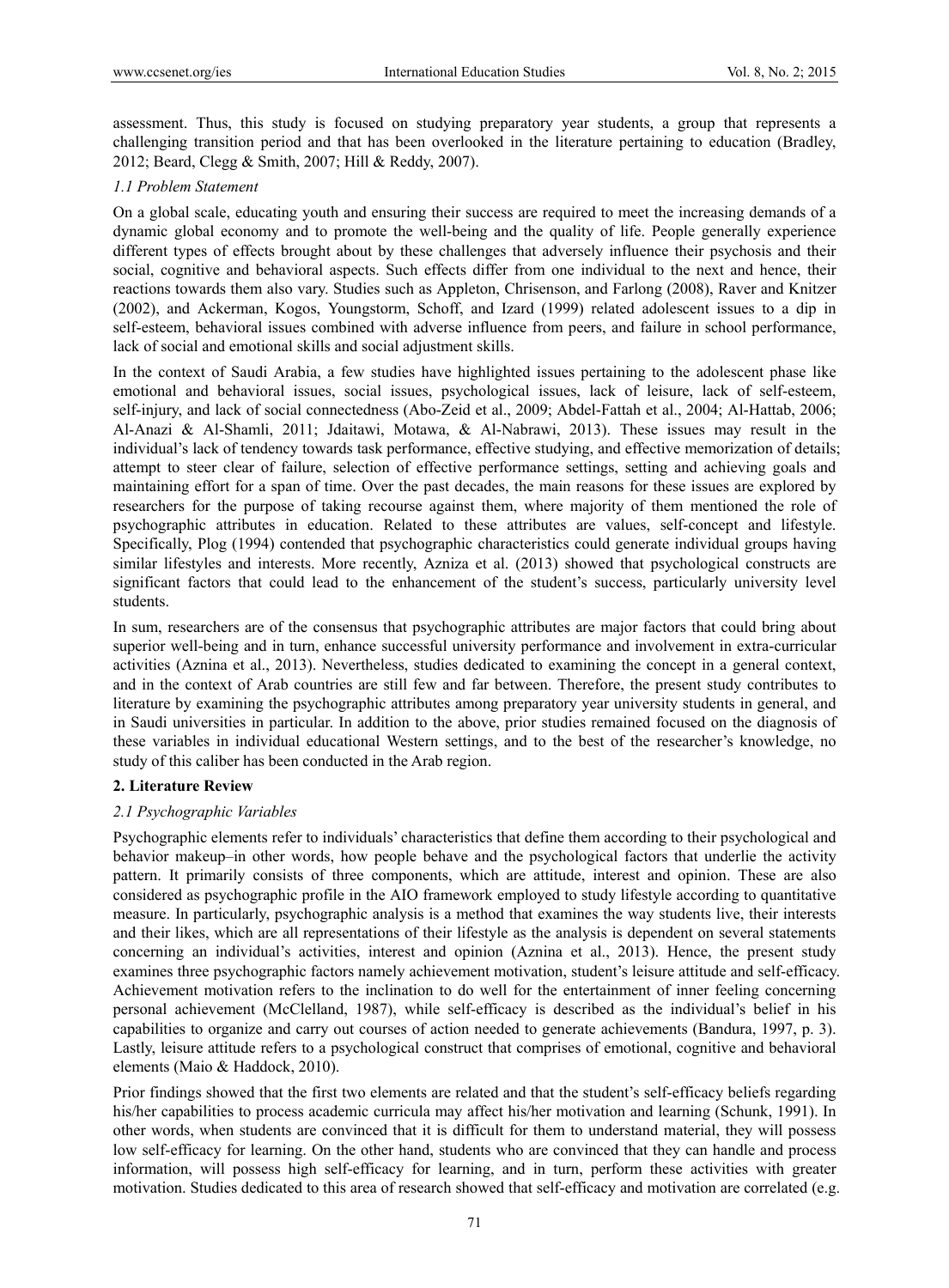assessment. Thus, this study is focused on studying preparatory year students, a group that represents a challenging transition period and that has been overlooked in the literature pertaining to education (Bradley, 2012; Beard, Clegg & Smith, 2007; Hill & Reddy, 2007).

### *1.1 Problem Statement*

On a global scale, educating youth and ensuring their success are required to meet the increasing demands of a dynamic global economy and to promote the well-being and the quality of life. People generally experience different types of effects brought about by these challenges that adversely influence their psychosis and their social, cognitive and behavioral aspects. Such effects differ from one individual to the next and hence, their reactions towards them also vary. Studies such as Appleton, Chrisenson, and Farlong (2008), Raver and Knitzer (2002), and Ackerman, Kogos, Youngstorm, Schoff, and Izard (1999) related adolescent issues to a dip in self-esteem, behavioral issues combined with adverse influence from peers, and failure in school performance, lack of social and emotional skills and social adjustment skills.

In the context of Saudi Arabia, a few studies have highlighted issues pertaining to the adolescent phase like emotional and behavioral issues, social issues, psychological issues, lack of leisure, lack of self-esteem, self-injury, and lack of social connectedness (Abo-Zeid et al., 2009; Abdel-Fattah et al., 2004; Al-Hattab, 2006; Al-Anazi & Al-Shamli, 2011; Jdaitawi, Motawa, & Al-Nabrawi, 2013). These issues may result in the individual's lack of tendency towards task performance, effective studying, and effective memorization of details; attempt to steer clear of failure, selection of effective performance settings, setting and achieving goals and maintaining effort for a span of time. Over the past decades, the main reasons for these issues are explored by researchers for the purpose of taking recourse against them, where majority of them mentioned the role of psychographic attributes in education. Related to these attributes are values, self-concept and lifestyle. Specifically, Plog (1994) contended that psychographic characteristics could generate individual groups having similar lifestyles and interests. More recently, Azniza et al. (2013) showed that psychological constructs are significant factors that could lead to the enhancement of the student's success, particularly university level students.

In sum, researchers are of the consensus that psychographic attributes are major factors that could bring about superior well-being and in turn, enhance successful university performance and involvement in extra-curricular activities (Aznina et al., 2013). Nevertheless, studies dedicated to examining the concept in a general context, and in the context of Arab countries are still few and far between. Therefore, the present study contributes to literature by examining the psychographic attributes among preparatory year university students in general, and in Saudi universities in particular. In addition to the above, prior studies remained focused on the diagnosis of these variables in individual educational Western settings, and to the best of the researcher's knowledge, no study of this caliber has been conducted in the Arab region.

## 2. Literature Review

### *2.1 Psychographic Variables*

Psychographic elements refer to individuals' characteristics that define them according to their psychological and behavior makeup–in other words, how people behave and the psychological factors that underlie the activity pattern. It primarily consists of three components, which are attitude, interest and opinion. These are also considered as psychographic profile in the AIO framework employed to study lifestyle according to quantitative measure. In particular, psychographic analysis is a method that examines the way students live, their interests and their likes, which are all representations of their lifestyle as the analysis is dependent on several statements concerning an individual's activities, interest and opinion (Aznina et al., 2013). Hence, the present study examines three psychographic factors namely achievement motivation, student's leisure attitude and self-efficacy. Achievement motivation refers to the inclination to do well for the entertainment of inner feeling concerning personal achievement (McClelland, 1987), while self-efficacy is described as the individual's belief in his capabilities to organize and carry out courses of action needed to generate achievements (Bandura, 1997, p. 3). Lastly, leisure attitude refers to a psychological construct that comprises of emotional, cognitive and behavioral elements (Maio & Haddock, 2010).

Prior findings showed that the first two elements are related and that the student's self-efficacy beliefs regarding his/her capabilities to process academic curricula may affect his/her motivation and learning (Schunk, 1991). In other words, when students are convinced that it is difficult for them to understand material, they will possess low self-efficacy for learning. On the other hand, students who are convinced that they can handle and process information, will possess high self-efficacy for learning, and in turn, perform these activities with greater motivation. Studies dedicated to this area of research showed that self-efficacy and motivation are correlated (e.g.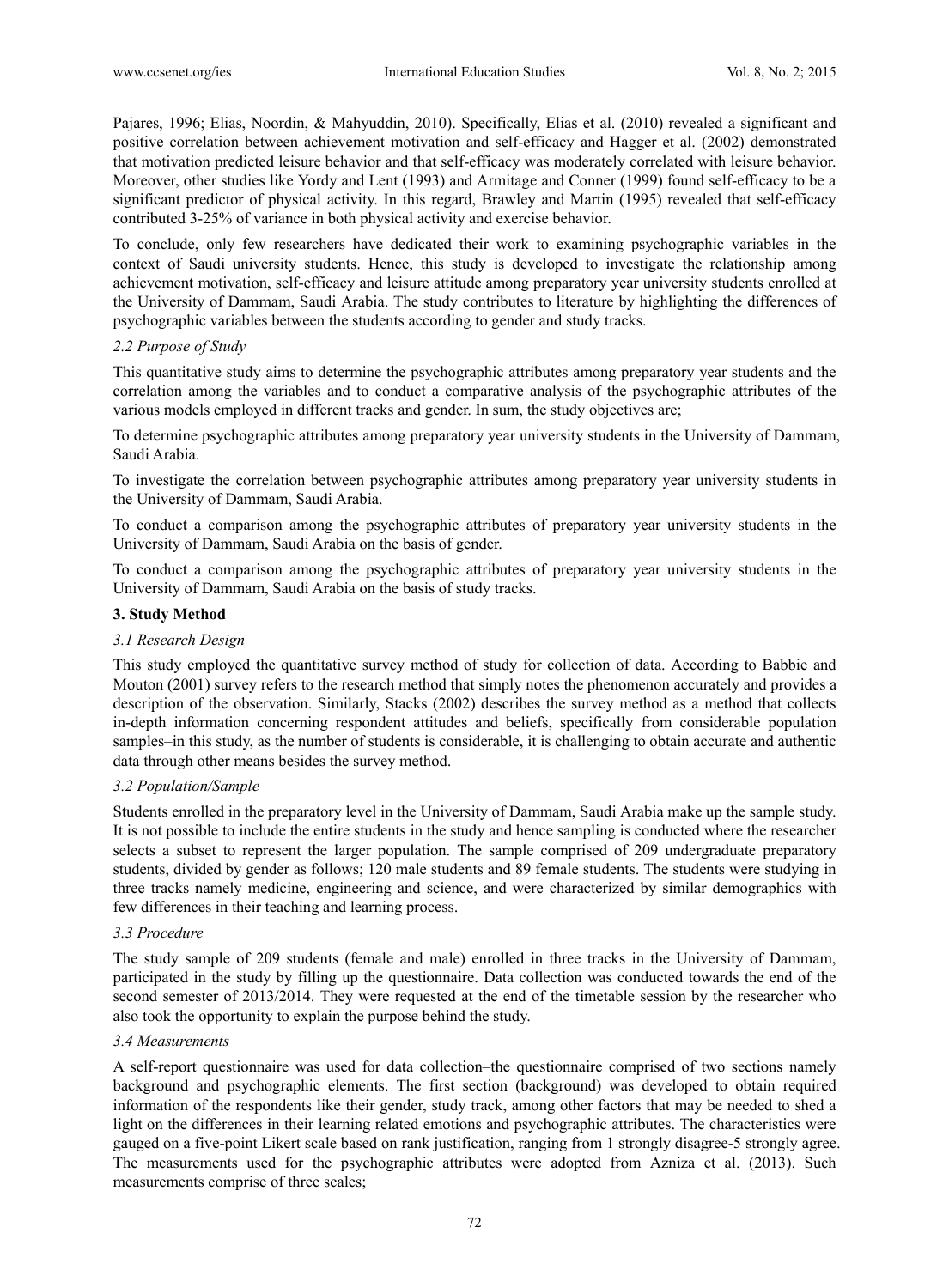Pajares, 1996; Elias, Noordin, & Mahyuddin, 2010). Specifically, Elias et al. (2010) revealed a significant and positive correlation between achievement motivation and self-efficacy and Hagger et al. (2002) demonstrated that motivation predicted leisure behavior and that self-efficacy was moderately correlated with leisure behavior. Moreover, other studies like Yordy and Lent (1993) and Armitage and Conner (1999) found self-efficacy to be a significant predictor of physical activity. In this regard, Brawley and Martin (1995) revealed that self-efficacy contributed 3-25% of variance in both physical activity and exercise behavior.

To conclude, only few researchers have dedicated their work to examining psychographic variables in the context of Saudi university students. Hence, this study is developed to investigate the relationship among achievement motivation, self-efficacy and leisure attitude among preparatory year university students enrolled at the University of Dammam, Saudi Arabia. The study contributes to literature by highlighting the differences of psychographic variables between the students according to gender and study tracks.

### *2.2 Purpose of Study*

This quantitative study aims to determine the psychographic attributes among preparatory year students and the correlation among the variables and to conduct a comparative analysis of the psychographic attributes of the various models employed in different tracks and gender. In sum, the study objectives are;

To determine psychographic attributes among preparatory year university students in the University of Dammam, Saudi Arabia.

To investigate the correlation between psychographic attributes among preparatory year university students in the University of Dammam, Saudi Arabia.

To conduct a comparison among the psychographic attributes of preparatory year university students in the University of Dammam, Saudi Arabia on the basis of gender.

To conduct a comparison among the psychographic attributes of preparatory year university students in the University of Dammam, Saudi Arabia on the basis of study tracks.

## **3. Study Method**

### *3.1 Research Design*

This study employed the quantitative survey method of study for collection of data. According to Babbie and Mouton (2001) survey refers to the research method that simply notes the phenomenon accurately and provides a description of the observation. Similarly, Stacks (2002) describes the survey method as a method that collects in-depth information concerning respondent attitudes and beliefs, specifically from considerable population samples–in this study, as the number of students is considerable, it is challenging to obtain accurate and authentic data through other means besides the survey method.

### *3.2 Population/Sample*

Students enrolled in the preparatory level in the University of Dammam, Saudi Arabia make up the sample study. It is not possible to include the entire students in the study and hence sampling is conducted where the researcher selects a subset to represent the larger population. The sample comprised of 209 undergraduate preparatory students, divided by gender as follows; 120 male students and 89 female students. The students were studying in three tracks namely medicine, engineering and science, and were characterized by similar demographics with few differences in their teaching and learning process.

### *3.3 Procedure*

The study sample of 209 students (female and male) enrolled in three tracks in the University of Dammam, participated in the study by filling up the questionnaire. Data collection was conducted towards the end of the second semester of 2013/2014. They were requested at the end of the timetable session by the researcher who also took the opportunity to explain the purpose behind the study.

### *3.4 Measurements*

A self-report questionnaire was used for data collection–the questionnaire comprised of two sections namely background and psychographic elements. The first section (background) was developed to obtain required information of the respondents like their gender, study track, among other factors that may be needed to shed a light on the differences in their learning related emotions and psychographic attributes. The characteristics were gauged on a five-point Likert scale based on rank justification, ranging from 1 strongly disagree-5 strongly agree. The measurements used for the psychographic attributes were adopted from Azniza et al. (2013). Such measurements comprise of three scales;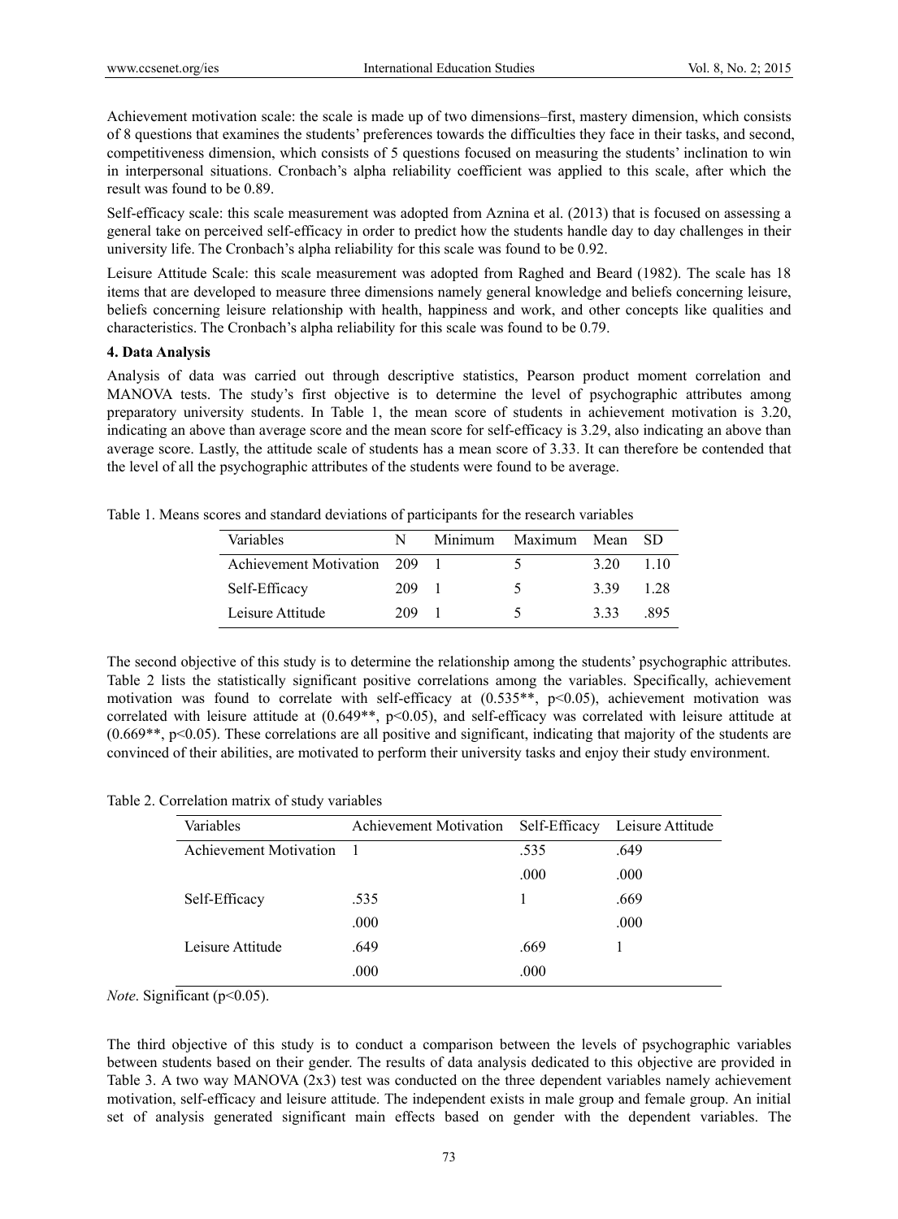Achievement motivation scale: the scale is made up of two dimensions–first, mastery dimension, which consists of 8 questions that examines the students' preferences towards the difficulties they face in their tasks, and second, competitiveness dimension, which consists of 5 questions focused on measuring the students' inclination to win in interpersonal situations. Cronbach's alpha reliability coefficient was applied to this scale, after which the result was found to be 0.89.

Self-efficacy scale: this scale measurement was adopted from Aznina et al. (2013) that is focused on assessing a general take on perceived self-efficacy in order to predict how the students handle day to day challenges in their university life. The Cronbach's alpha reliability for this scale was found to be 0.92.

Leisure Attitude Scale: this scale measurement was adopted from Raghed and Beard (1982). The scale has 18 items that are developed to measure three dimensions namely general knowledge and beliefs concerning leisure, beliefs concerning leisure relationship with health, happiness and work, and other concepts like qualities and characteristics. The Cronbach's alpha reliability for this scale was found to be 0.79.

**4. Data Analysis**

Analysis of data was carried out through descriptive statistics, Pearson product moment correlation and MANOVA tests. The study's first objective is to determine the level of psychographic attributes among preparatory university students. In Table 1, the mean score of students in achievement motivation is 3.20, indicating an above than average score and the mean score for self-efficacy is 3.29, also indicating an above than average score. Lastly, the attitude scale of students has a mean score of 3.33. It can therefore be contended that the level of all the psychographic attributes of the students were found to be average.

Table 1. Means scores and standard deviations of participants for the research variables

| Variables | N | Minimum | Maximum | Mean | SD |
|---|---|---|---|---|---|
| Achievement Motivation | 209 | 1 | 5 | 3.20 | 1.10 |
| Self-Efficacy | 209 | 1 | 5 | 3.39 | 1.28 |
| Leisure Attitude | 209 | 1 | 5 | 3.33 | .895 |

The second objective of this study is to determine the relationship among the students' psychographic attributes. Table 2 lists the statistically significant positive correlations among the variables. Specifically, achievement motivation was found to correlate with self-efficacy at (0.535**, $p<0.05$), achievement motivation was correlated with leisure attitude at (0.649**, $p<0.05$), and self-efficacy was correlated with leisure attitude at (0.669**, $p<0.05$). These correlations are all positive and significant, indicating that majority of the students are convinced of their abilities, are motivated to perform their university tasks and enjoy their study environment.

Table 2. Correlation matrix of study variables

| Variables | Achievement Motivation | Self-Efficacy | Leisure Attitude |
|---|---|---|---|
| Achievement Motivation | 1 | .535 | .649 |
| | | .000 | .000 |
| Self-Efficacy | .535 | 1 | .669 |
| | .000 | | .000 |
| Leisure Attitude | .649 | .669 | 1 |
| | .000 | .000 | |

*Note*. Significant ($p<0.05$).

The third objective of this study is to conduct a comparison between the levels of psychographic variables between students based on their gender. The results of data analysis dedicated to this objective are provided in Table 3. A two way MANOVA (2x3) test was conducted on the three dependent variables namely achievement motivation, self-efficacy and leisure attitude. The independent exists in male group and female group. An initial set of analysis generated significant main effects based on gender with the dependent variables. The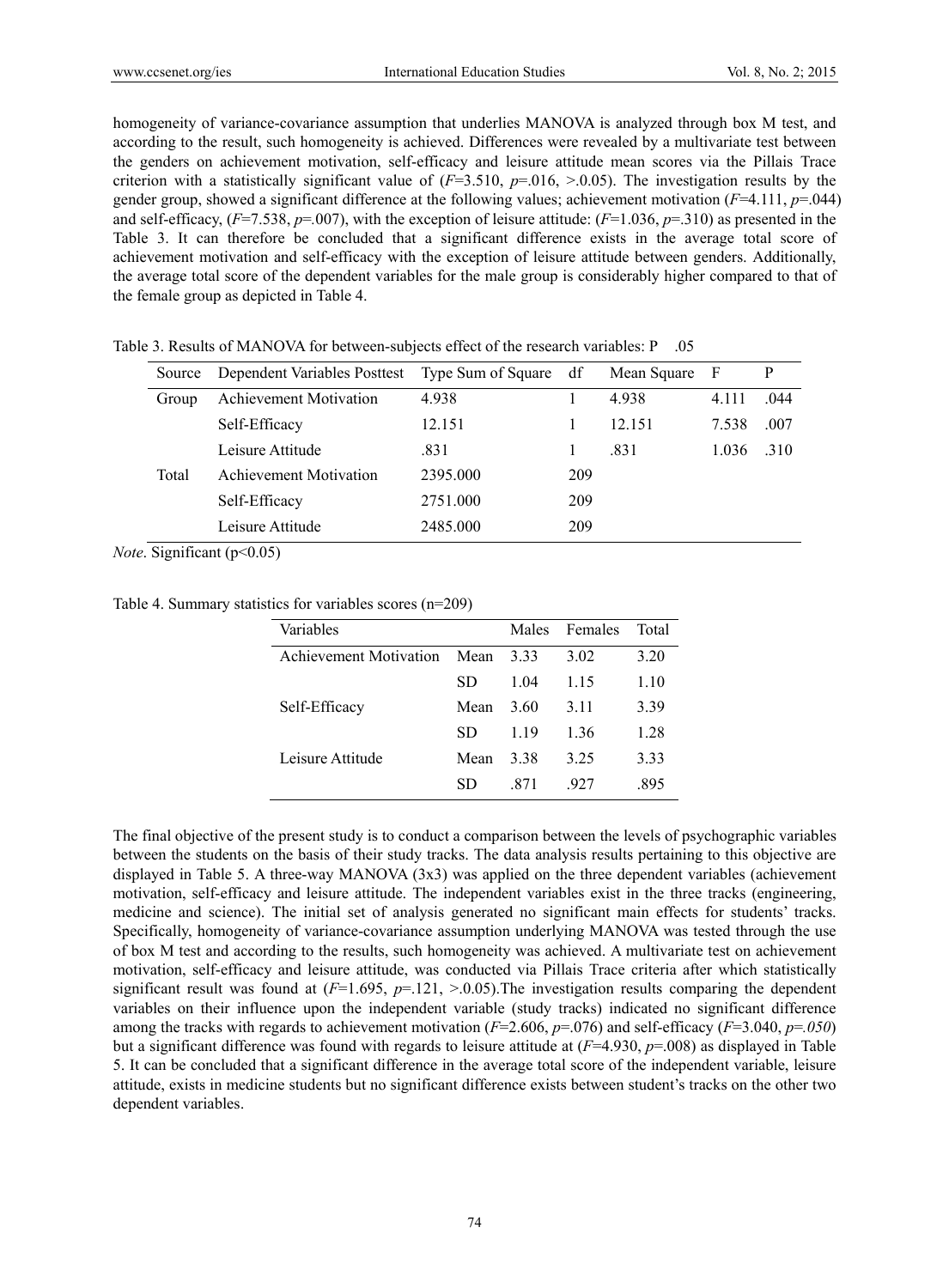homogeneity of variance-covariance assumption that underlies MANOVA is analyzed through box M test, and according to the result, such homogeneity is achieved. Differences were revealed by a multivariate test between the genders on achievement motivation, self-efficacy and leisure attitude mean scores via the Pillais Trace criterion with a statistically significant value of ($F$=3.510, $p$=.016, >.0.05). The investigation results by the gender group, showed a significant difference at the following values; achievement motivation ($F$=4.111, $p$=.044) and self-efficacy, ($F$=7.538, $p$=.007), with the exception of leisure attitude: ($F$=1.036, $p$=.310) as presented in the Table 3. It can therefore be concluded that a significant difference exists in the average total score of achievement motivation and self-efficacy with the exception of leisure attitude between genders. Additionally, the average total score of the dependent variables for the male group is considerably higher compared to that of the female group as depicted in Table 4.

Table 3. Results of MANOVA for between-subjects effect of the research variables: P .05

| Source | Dependent Variables Posttest | Type Sum of Square | df | Mean Square | F | P |
|---|---|---|---|---|---|---|
| Group | Achievement Motivation | 4.938 | 1 | 4.938 | 4.111 | .044 |
| | Self-Efficacy | 12.151 | 1 | 12.151 | 7.538 | .007 |
| | Leisure Attitude | .831 | 1 | .831 | 1.036 | .310 |
| Total | Achievement Motivation | 2395.000 | 209 | | | |
| | Self-Efficacy | 2751.000 | 209 | | | |
| | Leisure Attitude | 2485.000 | 209 | | | |

*Note*. Significant (p<0.05)

Table 4. Summary statistics for variables scores (n=209)

| Variables | | Males | Females | Total |
|---|---|---|---|---|
| Achievement Motivation | Mean | 3.33 | 3.02 | 3.20 |
| | SD | 1.04 | 1.15 | 1.10 |
| Self-Efficacy | Mean | 3.60 | 3.11 | 3.39 |
| | SD | 1.19 | 1.36 | 1.28 |
| Leisure Attitude | Mean | 3.38 | 3.25 | 3.33 |
| | SD | .871 | .927 | .895 |

The final objective of the present study is to conduct a comparison between the levels of psychographic variables between the students on the basis of their study tracks. The data analysis results pertaining to this objective are displayed in Table 5. A three-way MANOVA (3x3) was applied on the three dependent variables (achievement motivation, self-efficacy and leisure attitude. The independent variables exist in the three tracks (engineering, medicine and science). The initial set of analysis generated no significant main effects for students' tracks. Specifically, homogeneity of variance-covariance assumption underlying MANOVA was tested through the use of box M test and according to the results, such homogeneity was achieved. A multivariate test on achievement motivation, self-efficacy and leisure attitude, was conducted via Pillais Trace criteria after which statistically significant result was found at ($F$=1.695, $p$=.121, >.0.05).The investigation results comparing the dependent variables on their influence upon the independent variable (study tracks) indicated no significant difference among the tracks with regards to achievement motivation ($F$=2.606, $p$=.076) and self-efficacy ($F$=3.040, $p$=*.050*) but a significant difference was found with regards to leisure attitude at ($F$=4.930, $p$=.008) as displayed in Table 5. It can be concluded that a significant difference in the average total score of the independent variable, leisure attitude, exists in medicine students but no significant difference exists between student's tracks on the other two dependent variables.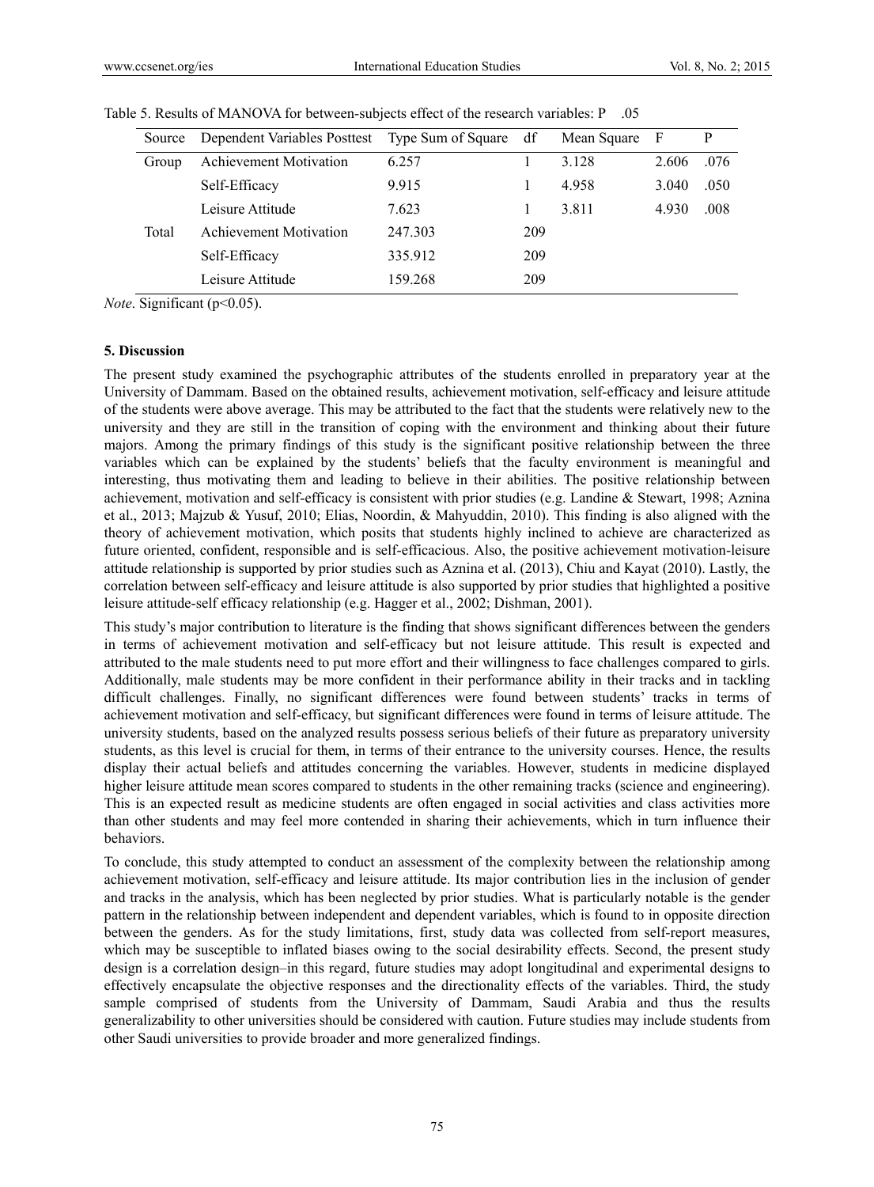Table 5. Results of MANOVA for between-subjects effect of the research variables: P .05

| Source | Dependent Variables Posttest | Type Sum of Square | df | Mean Square | F | P |
|---|---|---|---|---|---|---|
| Group | Achievement Motivation | 6.257 | 1 | 3.128 | 2.606 | .076 |
| | Self-Efficacy | 9.915 | 1 | 4.958 | 3.040 | .050 |
| | Leisure Attitude | 7.623 | 1 | 3.811 | 4.930 | .008 |
| Total | Achievement Motivation | 247.303 | 209 | | | |
| | Self-Efficacy | 335.912 | 209 | | | |
| | Leisure Attitude | 159.268 | 209 | | | |

*Note*. Significant ($p<0.05$).

### 5. Discussion

The present study examined the psychographic attributes of the students enrolled in preparatory year at the University of Dammam. Based on the obtained results, achievement motivation, self-efficacy and leisure attitude of the students were above average. This may be attributed to the fact that the students were relatively new to the university and they are still in the transition of coping with the environment and thinking about their future majors. Among the primary findings of this study is the significant positive relationship between the three variables which can be explained by the students' beliefs that the faculty environment is meaningful and interesting, thus motivating them and leading to believe in their abilities. The positive relationship between achievement, motivation and self-efficacy is consistent with prior studies (e.g. Landine & Stewart, 1998; Aznina et al., 2013; Majzub & Yusuf, 2010; Elias, Noordin, & Mahyuddin, 2010). This finding is also aligned with the theory of achievement motivation, which posits that students highly inclined to achieve are characterized as future oriented, confident, responsible and is self-efficacious. Also, the positive achievement motivation-leisure attitude relationship is supported by prior studies such as Aznina et al. (2013), Chiu and Kayat (2010). Lastly, the correlation between self-efficacy and leisure attitude is also supported by prior studies that highlighted a positive leisure attitude-self efficacy relationship (e.g. Hagger et al., 2002; Dishman, 2001).

This study's major contribution to literature is the finding that shows significant differences between the genders in terms of achievement motivation and self-efficacy but not leisure attitude. This result is expected and attributed to the male students need to put more effort and their willingness to face challenges compared to girls. Additionally, male students may be more confident in their performance ability in their tracks and in tackling difficult challenges. Finally, no significant differences were found between students' tracks in terms of achievement motivation and self-efficacy, but significant differences were found in terms of leisure attitude. The university students, based on the analyzed results possess serious beliefs of their future as preparatory university students, as this level is crucial for them, in terms of their entrance to the university courses. Hence, the results display their actual beliefs and attitudes concerning the variables. However, students in medicine displayed higher leisure attitude mean scores compared to students in the other remaining tracks (science and engineering). This is an expected result as medicine students are often engaged in social activities and class activities more than other students and may feel more contended in sharing their achievements, which in turn influence their behaviors.

To conclude, this study attempted to conduct an assessment of the complexity between the relationship among achievement motivation, self-efficacy and leisure attitude. Its major contribution lies in the inclusion of gender and tracks in the analysis, which has been neglected by prior studies. What is particularly notable is the gender pattern in the relationship between independent and dependent variables, which is found to in opposite direction between the genders. As for the study limitations, first, study data was collected from self-report measures, which may be susceptible to inflated biases owing to the social desirability effects. Second, the present study design is a correlation design–in this regard, future studies may adopt longitudinal and experimental designs to effectively encapsulate the objective responses and the directionality effects of the variables. Third, the study sample comprised of students from the University of Dammam, Saudi Arabia and thus the results generalizability to other universities should be considered with caution. Future studies may include students from other Saudi universities to provide broader and more generalized findings.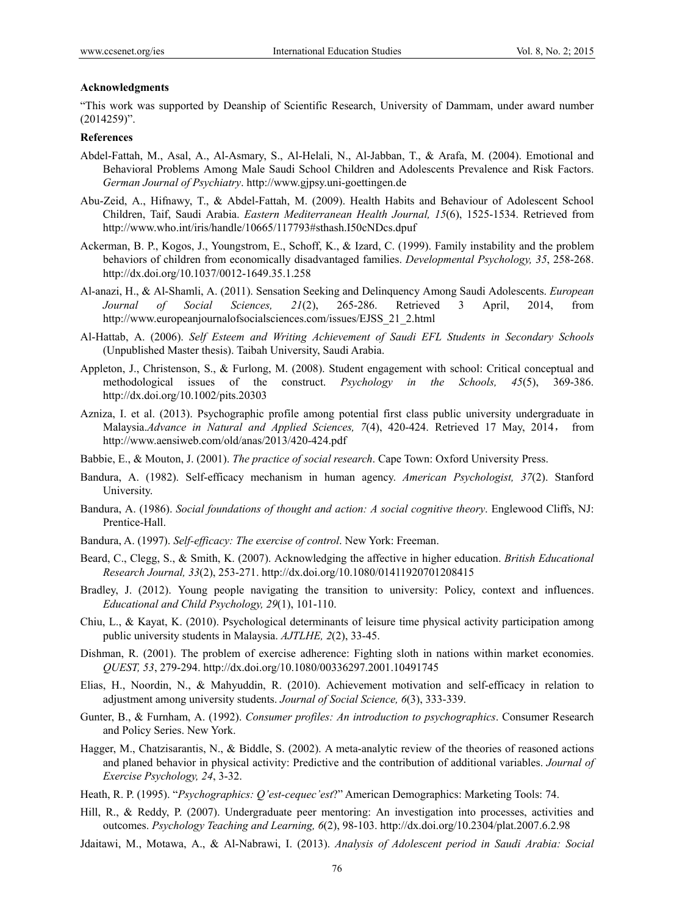**Acknowledgments**

"This work was supported by Deanship of Scientific Research, University of Dammam, under award number (2014259)".

**References**

Abdel-Fattah, M., Asal, A., Al-Asmary, S., Al-Helali, N., Al-Jabban, T., & Arafa, M. (2004). Emotional and Behavioral Problems Among Male Saudi School Children and Adolescents Prevalence and Risk Factors. *German Journal of Psychiatry*. http://www.gjpsy.uni-goettingen.de

Abu-Zeid, A., Hifnawy, T., & Abdel-Fattah, M. (2009). Health Habits and Behaviour of Adolescent School Children, Taif, Saudi Arabia. *Eastern Mediterranean Health Journal, 15*(6), 1525-1534. Retrieved from http://www.who.int/iris/handle/10665/117793#sthash.I50cNDcs.dpuf

Ackerman, B. P., Kogos, J., Youngstrom, E., Schoff, K., & Izard, C. (1999). Family instability and the problem behaviors of children from economically disadvantaged families. *Developmental Psychology, 35*, 258-268. http://dx.doi.org/10.1037/0012-1649.35.1.258

Al-anazi, H., & Al-Shamli, A. (2011). Sensation Seeking and Delinquency Among Saudi Adolescents. *European Journal of Social Sciences, 21*(2), 265-286. Retrieved 3 April, 2014, from http://www.europeanjournalofsocialsciences.com/issues/EJSS_21_2.html

Al-Hattab, A. (2006). *Self Esteem and Writing Achievement of Saudi EFL Students in Secondary Schools* (Unpublished Master thesis). Taibah University, Saudi Arabia.

Appleton, J., Christenson, S., & Furlong, M. (2008). Student engagement with school: Critical conceptual and methodological issues of the construct. *Psychology in the Schools, 45*(5), 369-386. http://dx.doi.org/10.1002/pits.20303

Azniza, I. et al. (2013). Psychographic profile among potential first class public university undergraduate in Malaysia.*Advance in Natural and Applied Sciences, 7*(4), 420-424. Retrieved 17 May, 2014， from http://www.aensiweb.com/old/anas/2013/420-424.pdf

Babbie, E., & Mouton, J. (2001). *The practice of social research*. Cape Town: Oxford University Press.

Bandura, A. (1982). Self-efficacy mechanism in human agency. *American Psychologist, 37*(2). Stanford University.

Bandura, A. (1986). *Social foundations of thought and action: A social cognitive theory*. Englewood Cliffs, NJ: Prentice-Hall.

Bandura, A. (1997). *Self-efficacy: The exercise of control*. New York: Freeman.

Beard, C., Clegg, S., & Smith, K. (2007). Acknowledging the affective in higher education. *British Educational Research Journal, 33*(2), 253-271. http://dx.doi.org/10.1080/01411920701208415

Bradley, J. (2012). Young people navigating the transition to university: Policy, context and influences. *Educational and Child Psychology, 29*(1), 101-110.

Chiu, L., & Kayat, K. (2010). Psychological determinants of leisure time physical activity participation among public university students in Malaysia. *AJTLHE, 2*(2), 33-45.

Dishman, R. (2001). The problem of exercise adherence: Fighting sloth in nations within market economies. *QUEST, 53*, 279-294. http://dx.doi.org/10.1080/00336297.2001.10491745

Elias, H., Noordin, N., & Mahyuddin, R. (2010). Achievement motivation and self-efficacy in relation to adjustment among university students. *Journal of Social Science, 6*(3), 333-339.

Gunter, B., & Furnham, A. (1992). *Consumer profiles: An introduction to psychographics*. Consumer Research and Policy Series. New York.

Hagger, M., Chatzisarantis, N., & Biddle, S. (2002). A meta-analytic review of the theories of reasoned actions and planed behavior in physical activity: Predictive and the contribution of additional variables. *Journal of Exercise Psychology, 24*, 3-32.

Heath, R. P. (1995). "*Psychographics: Q'est-cequec'est*?" American Demographics: Marketing Tools: 74.

Hill, R., & Reddy, P. (2007). Undergraduate peer mentoring: An investigation into processes, activities and outcomes. *Psychology Teaching and Learning, 6*(2), 98-103. http://dx.doi.org/10.2304/plat.2007.6.2.98

Jdaitawi, M., Motawa, A., & Al-Nabrawi, I. (2013). *Analysis of Adolescent period in Saudi Arabia: Social*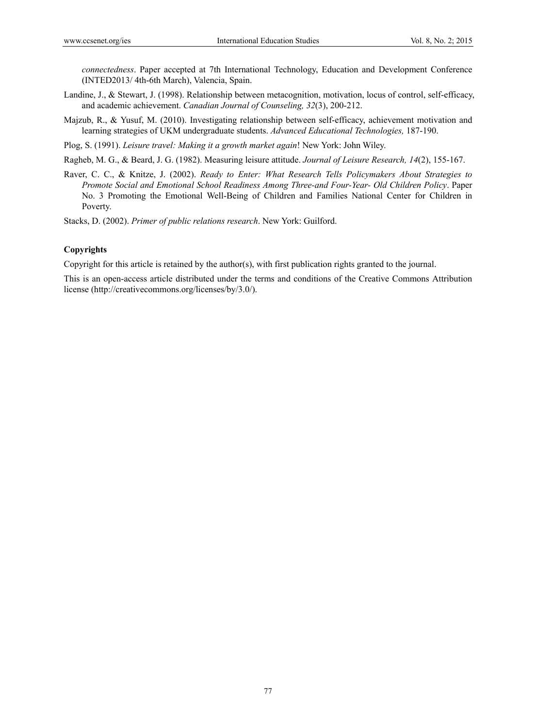*connectedness*. Paper accepted at 7th International Technology, Education and Development Conference (INTED2013/ 4th-6th March), Valencia, Spain.

Landine, J., & Stewart, J. (1998). Relationship between metacognition, motivation, locus of control, self-efficacy, and academic achievement. *Canadian Journal of Counseling, 32*(3), 200-212.

Majzub, R., & Yusuf, M. (2010). Investigating relationship between self-efficacy, achievement motivation and learning strategies of UKM undergraduate students. *Advanced Educational Technologies,* 187-190.

Plog, S. (1991). *Leisure travel: Making it a growth market again*! New York: John Wiley.

Ragheb, M. G., & Beard, J. G. (1982). Measuring leisure attitude. *Journal of Leisure Research, 14*(2), 155-167.

Raver, C. C., & Knitze, J. (2002). *Ready to Enter: What Research Tells Policymakers About Strategies to Promote Social and Emotional School Readiness Among Three-and Four-Year- Old Children Policy*. Paper No. 3 Promoting the Emotional Well-Being of Children and Families National Center for Children in Poverty.

Stacks, D. (2002). *Primer of public relations research*. New York: Guilford.

### Copyrights

Copyright for this article is retained by the author(s), with first publication rights granted to the journal.

This is an open-access article distributed under the terms and conditions of the Creative Commons Attribution license (http://creativecommons.org/licenses/by/3.0/).